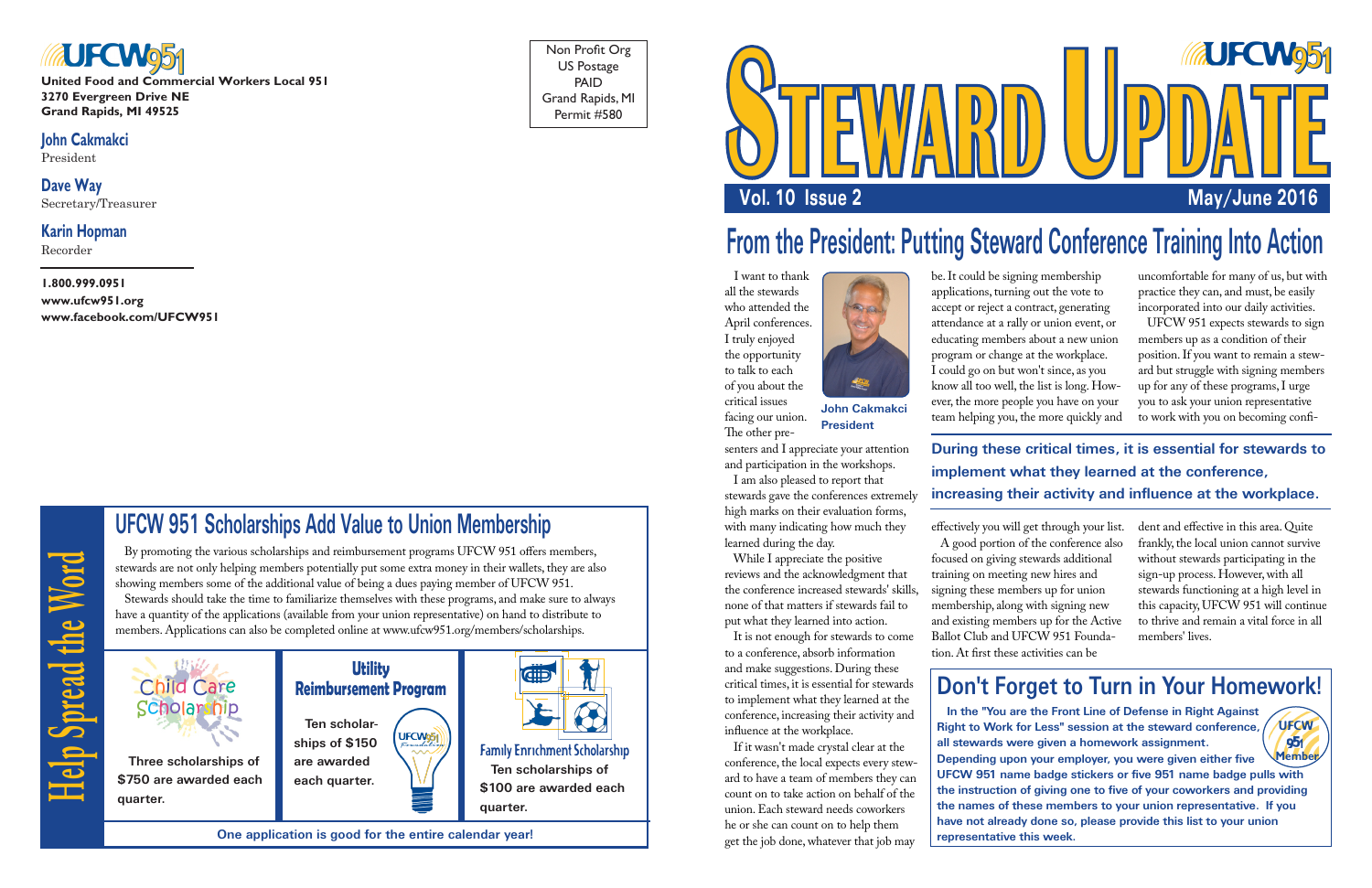**UFCW 951**

**United Food and Commercial Workers Local 951**
**3270 Evergreen Drive NE**
**Grand Rapids, MI 49525**

**John Cakmakci**
President

**Dave Way**
Secretary/Treasurer

**Karin Hopman**
Recorder

**1.800.999.0951**
**www.ufcw951.org**
**www.facebook.com/UFCW951**

Non Profit Org
US Postage
PAID
Grand Rapids, MI
Permit #580

# Help Spread the Word

## UFCW 951 Scholarships Add Value to Union Membership

By promoting the various scholarships and reimbursement programs UFCW 951 offers members, stewards are not only helping members potentially put some extra money in their wallets, they are also showing members some of the additional value of being a dues paying member of UFCW 951.

Stewards should take the time to familiarize themselves with these programs, and make sure to always have a quantity of the applications (available from your union representative) on hand to distribute to members. Applications can also be completed online at www.ufcw951.org/members/scholarships.

### Child Care Scholarship

**Three scholarships of $750 are awarded each quarter.**

### Utility Reimbursement Program

**Ten scholarships of $150 are awarded each quarter.**

### Family Enrichment Scholarship

**Ten scholarships of $100 are awarded each quarter.**

**One application is good for the entire calendar year!**

# Steward Update

**Vol. 10 Issue 2** — **May/June 2016**

## From the President: Putting Steward Conference Training Into Action

**John Cakmakci**
**President**

I want to thank all the stewards who attended the April conferences. I truly enjoyed the opportunity to talk to each of you about the critical issues facing our union. The other presenters and I appreciate your attention and participation in the workshops.

I am also pleased to report that stewards gave the conferences extremely high marks on their evaluation forms, with many indicating how much they learned during the day.

While I appreciate the positive reviews and the acknowledgment that the conference increased stewards' skills, none of that matters if stewards fail to put what they learned into action.

It is not enough for stewards to come to a conference, absorb information and make suggestions. During these critical times, it is essential for stewards to implement what they learned at the conference, increasing their activity and influence at the workplace.

If it wasn't made crystal clear at the conference, the local expects every steward to have a team of members they can count on to take action on behalf of the union. Each steward needs coworkers he or she can count on to help them get the job done, whatever that job may be. It could be signing membership applications, turning out the vote to accept or reject a contract, generating attendance at a rally or union event, or educating members about a new union program or change at the workplace. I could go on but won't since, as you know all too well, the list is long. However, the more people you have on your team helping you, the more quickly and effectively you will get through your list.

**During these critical times, it is essential for stewards to implement what they learned at the conference, increasing their activity and influence at the workplace.**

A good portion of the conference also focused on giving stewards additional training on meeting new hires and signing these members up for union membership, along with signing new and existing members up for the Active Ballot Club and UFCW 951 Foundation. At first these activities can be uncomfortable for many of us, but with practice they can, and must, be easily incorporated into our daily activities.

UFCW 951 expects stewards to sign members up as a condition of their position. If you want to remain a steward but struggle with signing members up for any of these programs, I urge you to ask your union representative to work with you on becoming confident and effective in this area. Quite frankly, the local union cannot survive without stewards participating in the sign-up process. However, with all stewards functioning at a high level in this capacity, UFCW 951 will continue to thrive and remain a vital force in all members' lives.

## Don't Forget to Turn in Your Homework!

**In the "You are the Front Line of Defense in Right Against Right to Work for Less" session at the steward conference, all stewards were given a homework assignment. Depending upon your employer, you were given either five UFCW 951 name badge stickers or five 951 name badge pulls with the instruction of giving one to five of your coworkers and providing the names of these members to your union representative. If you have not already done so, please provide this list to your union representative this week.**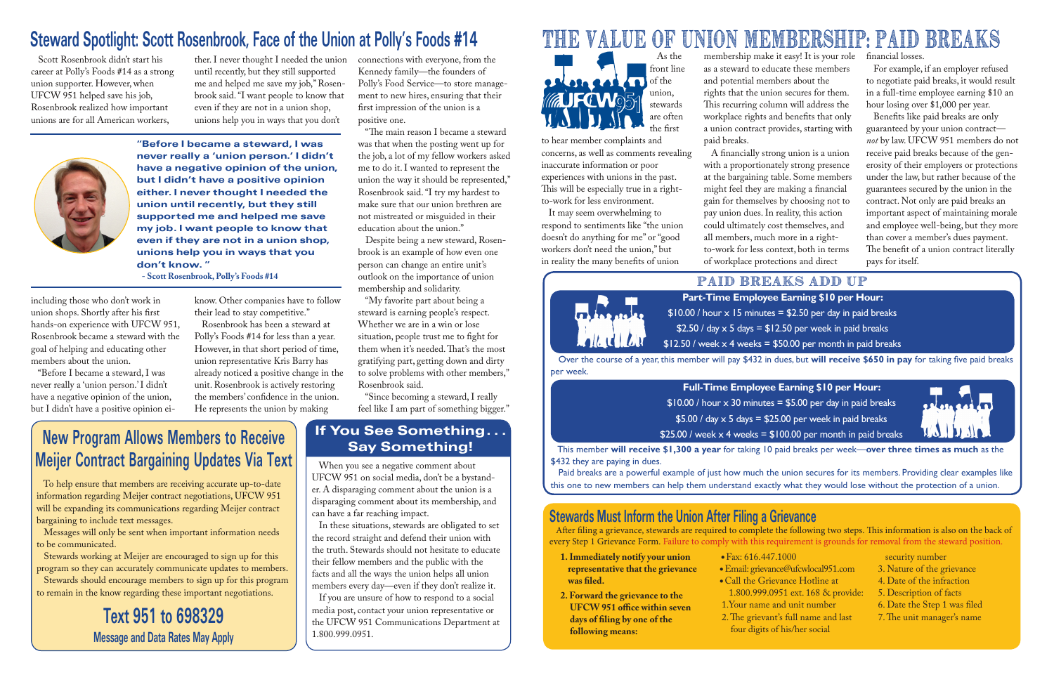# Steward Spotlight: Scott Rosenbrook, Face of the Union at Polly's Foods #14

Scott Rosenbrook didn't start his career at Polly's Foods #14 as a strong union supporter. However, when UFCW 951 helped save his job, Rosenbrook realized how important unions are for all American workers, including those who don't work in union shops. Shortly after his first hands-on experience with UFCW 951, Rosenbrook became a steward with the goal of helping and educating other members about the union.

"Before I became a steward, I was never really a 'union person.' I didn't have a negative opinion of the union, but I didn't have a positive opinion either. I never thought I needed the union until recently, but they still supported me and helped me save my job," Rosenbrook said. "I want people to know that even if they are not in a union shop, unions help you in ways that you don't know. Other companies have to follow their lead to stay competitive."

> **"Before I became a steward, I was never really a 'union person.' I didn't have a negative opinion of the union, but I didn't have a positive opinion either. I never thought I needed the union until recently, but they still supported me and helped me save my job. I want people to know that even if they are not in a union shop, unions help you in ways that you don't know."**
>
> **- Scott Rosenbrook, Polly's Foods #14**

Rosenbrook has been a steward at Polly's Foods #14 for less than a year. However, in that short period of time, union representative Kris Barry has already noticed a positive change in the unit. Rosenbrook is actively restoring the members' confidence in the union. He represents the union by making connections with everyone, from the Kennedy family—the founders of Polly's Food Service—to store management to new hires, ensuring that their first impression of the union is a positive one.

"The main reason I became a steward was that when the posting went up for the job, a lot of my fellow workers asked me to do it. I wanted to represent the union the way it should be represented," Rosenbrook said. "I try my hardest to make sure that our union brethren are not mistreated or misguided in their education about the union."

Despite being a new steward, Rosenbrook is an example of how even one person can change an entire unit's outlook on the importance of union membership and solidarity.

"My favorite part about being a steward is earning people's respect. Whether we are in a win or lose situation, people trust me to fight for them when it's needed. That's the most gratifying part, getting down and dirty to solve problems with other members," Rosenbrook said.

"Since becoming a steward, I really feel like I am part of something bigger."

# New Program Allows Members to Receive Meijer Contract Bargaining Updates Via Text

To help ensure that members are receiving accurate up-to-date information regarding Meijer contract negotiations, UFCW 951 will be expanding its communications regarding Meijer contract bargaining to include text messages.

Messages will only be sent when important information needs to be communicated.

Stewards working at Meijer are encouraged to sign up for this program so they can accurately communicate updates to members.

Stewards should encourage members to sign up for this program to remain in the know regarding these important negotiations.

## Text 951 to 698329

Message and Data Rates May Apply

# If You See Something... Say Something!

When you see a negative comment about UFCW 951 on social media, don't be a bystander. A disparaging comment about the union is a disparaging comment about its membership, and can have a far reaching impact.

In these situations, stewards are obligated to set the record straight and defend their union with the truth. Stewards should not hesitate to educate their fellow members and the public with the facts and all the ways the union helps all union members every day—even if they don't realize it.

If you are unsure of how to respond to a social media post, contact your union representative or the UFCW 951 Communications Department at 1.800.999.0951.

# THE VALUE OF UNION MEMBERSHIP: PAID BREAKS

As the front line of the union, stewards are often the first to hear member complaints and concerns, as well as comments revealing inaccurate information or poor experiences with unions in the past. This will be especially true in a right-to-work for less environment.

It may seem overwhelming to respond to sentiments like "the union doesn't do anything for me" or "good workers don't need the union," but in reality the many benefits of union membership make it easy! It is your role as a steward to educate these members and potential members about the rights that the union secures for them. This recurring column will address the workplace rights and benefits that only a union contract provides, starting with paid breaks.

A financially strong union is a union with a proportionately strong presence at the bargaining table. Some members might feel they are making a financial gain for themselves by choosing not to pay union dues. In reality, this action could ultimately cost themselves, and all members, much more in a right-to-work for less context, both in terms of workplace protections and direct financial losses.

For example, if an employer refused to negotiate paid breaks, it would result in a full-time employee earning $10 an hour losing over $1,000 per year.

Benefits like paid breaks are only guaranteed by your union contract—*not* by law. UFCW 951 members do not receive paid breaks because of the generosity of their employers or protections under the law, but rather because of the guarantees secured by the union in the contract. Not only are paid breaks an important aspect of maintaining morale and employee well-being, but they more than cover a member's dues payment. The benefit of a union contract literally pays for itself.

## PAID BREAKS ADD UP

**Part-Time Employee Earning $10 per Hour:**

$10.00 / hour x 15 minutes = $2.50 per day in paid breaks
$2.50 / day x 5 days = $12.50 per week in paid breaks
$12.50 / week x 4 weeks = $50.00 per month in paid breaks

Over the course of a year, this member will pay $432 in dues, but **will receive $650 in pay** for taking five paid breaks per week.

**Full-Time Employee Earning $10 per Hour:**

$10.00 / hour x 30 minutes = $5.00 per day in paid breaks
$5.00 / day x 5 days = $25.00 per week in paid breaks
$25.00 / week x 4 weeks = $100.00 per month in paid breaks

This member **will receive $1,300 a year** for taking 10 paid breaks per week—**over three times as much** as the $432 they are paying in dues.

Paid breaks are a powerful example of just how much the union secures for its members. Providing clear examples like this one to new members can help them understand exactly what they would lose without the protection of a union.

# Stewards Must Inform the Union After Filing a Grievance

After filing a grievance, stewards are required to complete the following two steps. This information is also on the back of every Step 1 Grievance Form. Failure to comply with this requirement is grounds for removal from the steward position.

1. **Immediately notify your union representative that the grievance was filed.**
2. **Forward the grievance to the UFCW 951 office within seven days of filing by one of the following means:**
   - Fax: 616.447.1000
   - Email: grievance@ufcwlocal951.com
   - Call the Grievance Hotline at 1.800.999.0951 ext. 168 & provide:
     1. Your name and unit number
     2. The grievant's full name and last four digits of his/her social security number
     3. Nature of the grievance
     4. Date of the infraction
     5. Description of facts
     6. Date the Step 1 was filed
     7. The unit manager's name